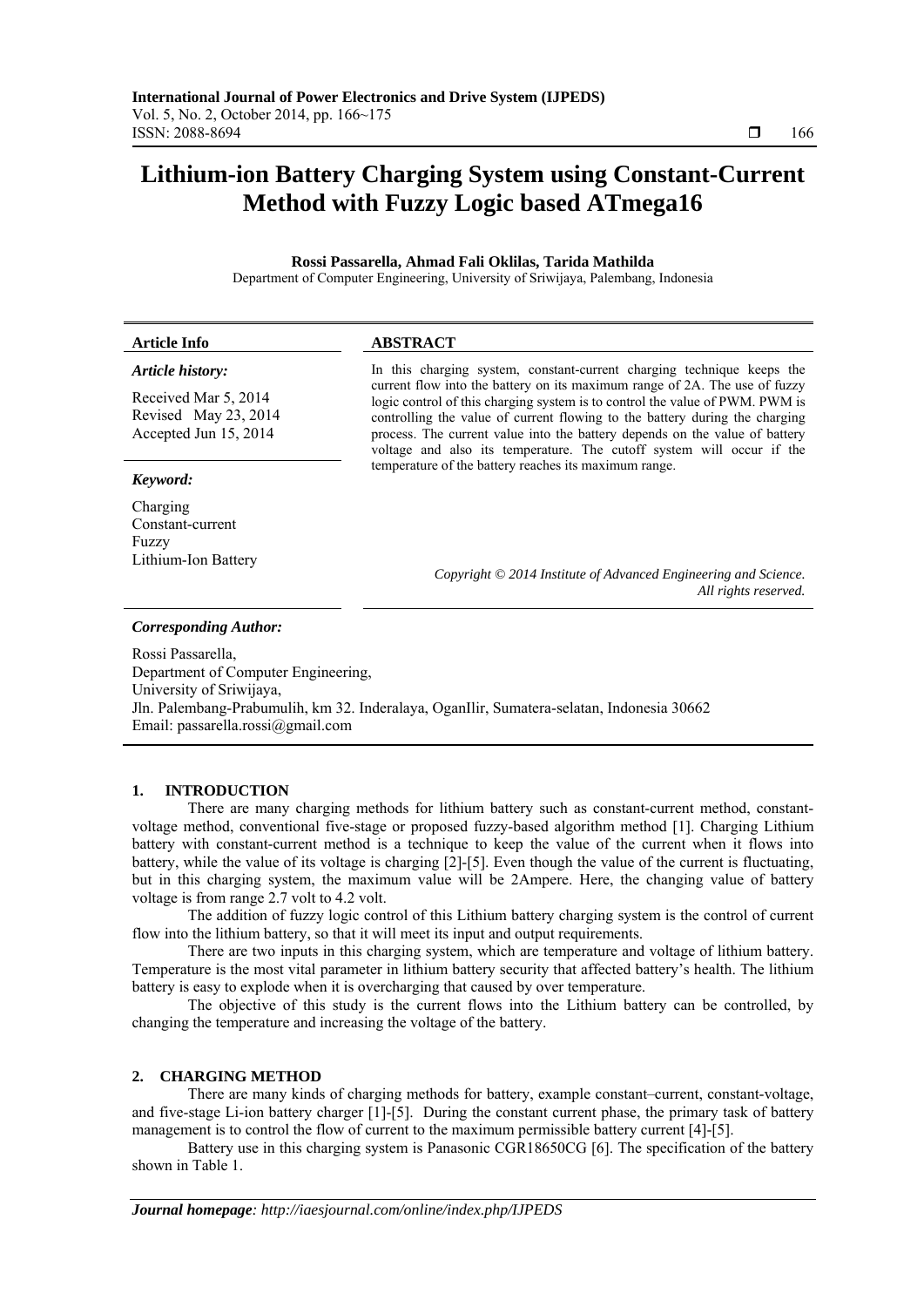# Lithium-ion Battery Charging System using Constant-Current Method with Fuzzy Logic based ATmega16

**Rossi Passarella, Ahmad Fali Oklilas, Tarida Mathilda**

Department of Computer Engineering, University of Sriwijaya, Palembang, Indonesia

| Article Info | ABSTRACT |
|---|---|
| ***Article history:*** <br> Received Mar 5, 2014 <br> Revised May 23, 2014 <br> Accepted Jun 15, 2014 | In this charging system, constant-current charging technique keeps the current flow into the battery on its maximum range of 2A. The use of fuzzy logic control of this charging system is to control the value of PWM. PWM is controlling the value of current flowing to the battery during the charging process. The current value into the battery depends on the value of battery voltage and also its temperature. The cutoff system will occur if the temperature of the battery reaches its maximum range. |
| ***Keyword:*** <br> Charging <br> Constant-current <br> Fuzzy <br> Lithium-Ion Battery | *Copyright © 2014 Institute of Advanced Engineering and Science. All rights reserved.* |

***Corresponding Author:***

Rossi Passarella,
Department of Computer Engineering,
University of Sriwijaya,
Jln. Palembang-Prabumulih, km 32. Inderalaya, OganIlir, Sumatera-selatan, Indonesia 30662
Email: passarella.rossi@gmail.com

## 1. INTRODUCTION

There are many charging methods for lithium battery such as constant-current method, constant-voltage method, conventional five-stage or proposed fuzzy-based algorithm method [1]. Charging Lithium battery with constant-current method is a technique to keep the value of the current when it flows into battery, while the value of its voltage is charging [2]-[5]. Even though the value of the current is fluctuating, but in this charging system, the maximum value will be 2Ampere. Here, the changing value of battery voltage is from range 2.7 volt to 4.2 volt.

The addition of fuzzy logic control of this Lithium battery charging system is the control of current flow into the lithium battery, so that it will meet its input and output requirements.

There are two inputs in this charging system, which are temperature and voltage of lithium battery. Temperature is the most vital parameter in lithium battery security that affected battery's health. The lithium battery is easy to explode when it is overcharging that caused by over temperature.

The objective of this study is the current flows into the Lithium battery can be controlled, by changing the temperature and increasing the voltage of the battery.

## 2. CHARGING METHOD

There are many kinds of charging methods for battery, example constant–current, constant-voltage, and five-stage Li-ion battery charger [1]-[5]. During the constant current phase, the primary task of battery management is to control the flow of current to the maximum permissible battery current [4]-[5].

Battery use in this charging system is Panasonic CGR18650CG [6]. The specification of the battery shown in Table 1.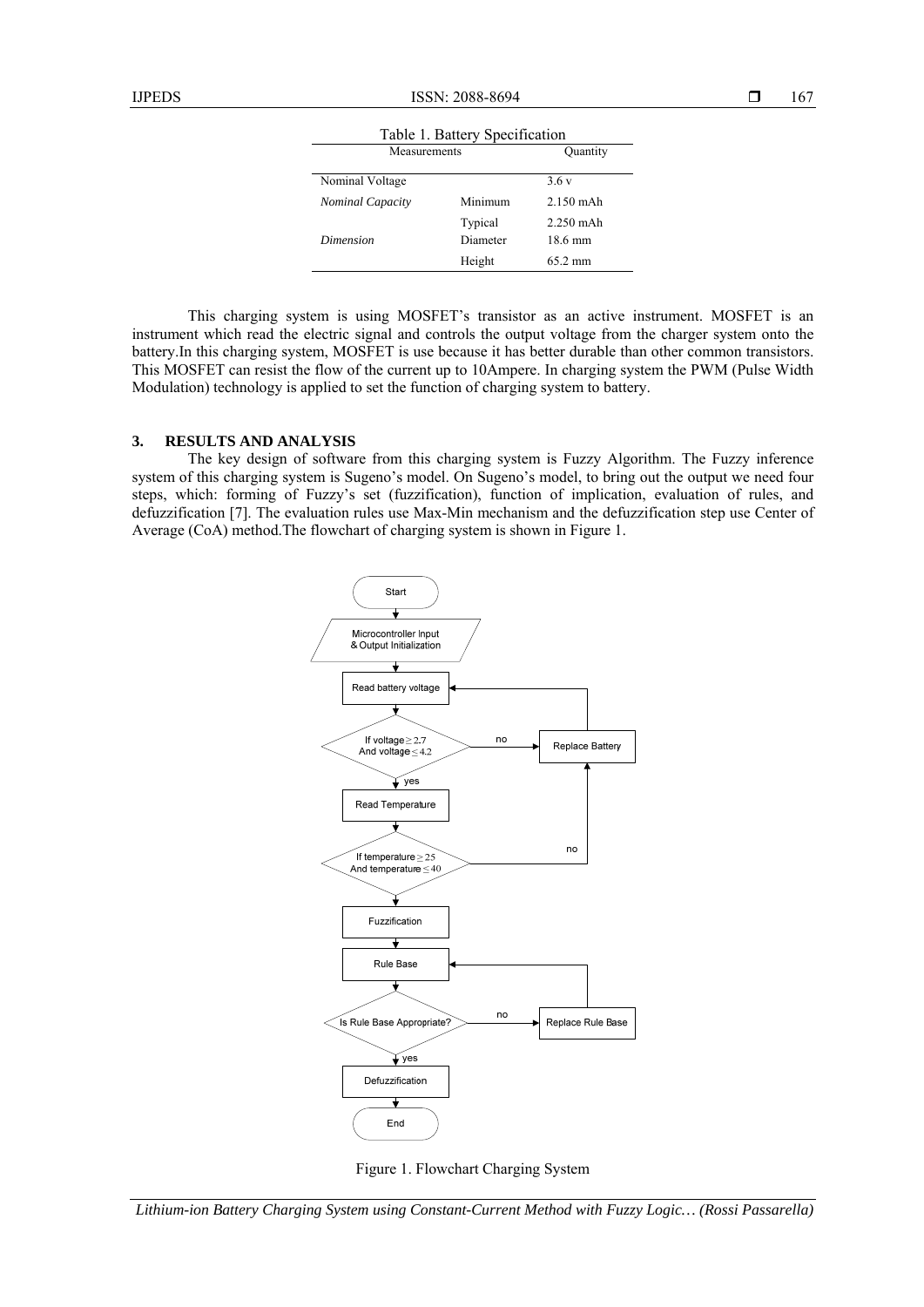Table 1. Battery Specification

| Measurements | | Quantity |
|---|---|---|
| Nominal Voltage | | 3.6 v |
| *Nominal Capacity* | Minimum | 2.150 mAh |
| | Typical | 2.250 mAh |
| *Dimension* | Diameter | 18.6 mm |
| | Height | 65.2 mm |

This charging system is using MOSFET's transistor as an active instrument. MOSFET is an instrument which read the electric signal and controls the output voltage from the charger system onto the battery.In this charging system, MOSFET is use because it has better durable than other common transistors. This MOSFET can resist the flow of the current up to 10Ampere. In charging system the PWM (Pulse Width Modulation) technology is applied to set the function of charging system to battery.

## 3. RESULTS AND ANALYSIS

The key design of software from this charging system is Fuzzy Algorithm. The Fuzzy inference system of this charging system is Sugeno's model. On Sugeno's model, to bring out the output we need four steps, which: forming of Fuzzy's set (fuzzification), function of implication, evaluation of rules, and defuzzification [7]. The evaluation rules use Max-Min mechanism and the defuzzification step use Center of Average (CoA) method.The flowchart of charging system is shown in Figure 1.

Start → Microcontroller Input & Output Initialization → Read battery voltage → If voltage $\geq 2.7$ And voltage $\leq 4.2$ (no → Replace Battery → Read battery voltage; yes →) Read Temperature → If temperature $\geq 25$ And temperature $\leq 40$ (no → Replace Battery; yes →) Fuzzification → Rule Base → Is Rule Base Appropriate? (no → Replace Rule Base → Rule Base; yes →) Defuzzification → End

Figure 1. Flowchart Charging System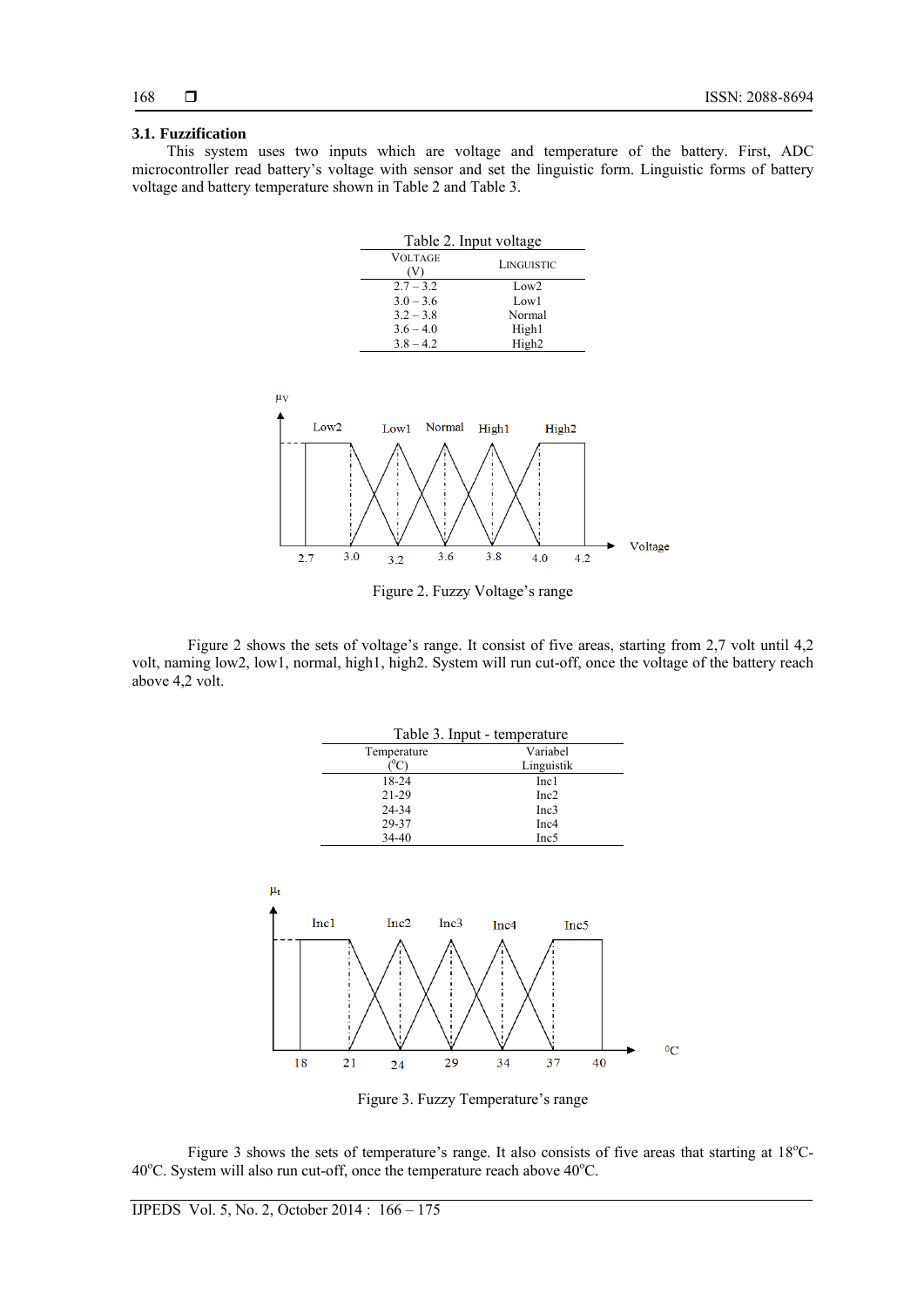### 3.1. Fuzzification

This system uses two inputs which are voltage and temperature of the battery. First, ADC microcontroller read battery's voltage with sensor and set the linguistic form. Linguistic forms of battery voltage and battery temperature shown in Table 2 and Table 3.

Table 2. Input voltage

| VOLTAGE (V) | LINGUISTIC |
|---|---|
| 2.7 – 3.2 | Low2 |
| 3.0 – 3.6 | Low1 |
| 3.2 – 3.8 | Normal |
| 3.6 – 4.0 | High1 |
| 3.8 – 4.2 | High2 |

Figure 2. Fuzzy Voltage's range

Figure 2 shows the sets of voltage's range. It consist of five areas, starting from 2,7 volt until 4,2 volt, naming low2, low1, normal, high1, high2. System will run cut-off, once the voltage of the battery reach above 4,2 volt.

Table 3. Input - temperature

| Temperature (°C) | Variabel Linguistik |
|---|---|
| 18-24 | Inc1 |
| 21-29 | Inc2 |
| 24-34 | Inc3 |
| 29-37 | Inc4 |
| 34-40 | Inc5 |

Figure 3. Fuzzy Temperature's range

Figure 3 shows the sets of temperature's range. It also consists of five areas that starting at 18°C-40°C. System will also run cut-off, once the temperature reach above 40°C.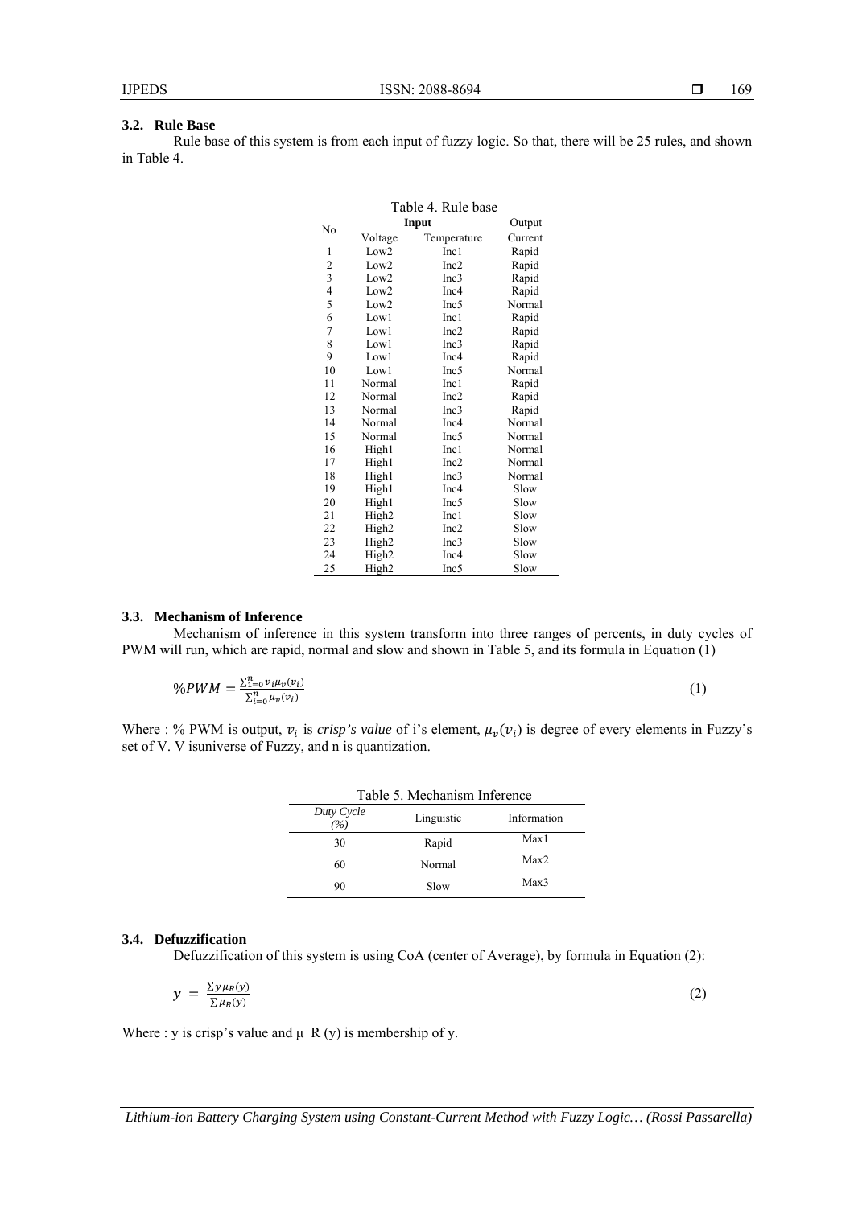### 3.2. Rule Base

Rule base of this system is from each input of fuzzy logic. So that, there will be 25 rules, and shown in Table 4.

Table 4. Rule base

| No | Input | | Output |
|---|---|---|---|
| | Voltage | Temperature | Current |
| 1 | Low2 | Inc1 | Rapid |
| 2 | Low2 | Inc2 | Rapid |
| 3 | Low2 | Inc3 | Rapid |
| 4 | Low2 | Inc4 | Rapid |
| 5 | Low2 | Inc5 | Normal |
| 6 | Low1 | Inc1 | Rapid |
| 7 | Low1 | Inc2 | Rapid |
| 8 | Low1 | Inc3 | Rapid |
| 9 | Low1 | Inc4 | Rapid |
| 10 | Low1 | Inc5 | Normal |
| 11 | Normal | Inc1 | Rapid |
| 12 | Normal | Inc2 | Rapid |
| 13 | Normal | Inc3 | Rapid |
| 14 | Normal | Inc4 | Normal |
| 15 | Normal | Inc5 | Normal |
| 16 | High1 | Inc1 | Normal |
| 17 | High1 | Inc2 | Normal |
| 18 | High1 | Inc3 | Normal |
| 19 | High1 | Inc4 | Slow |
| 20 | High1 | Inc5 | Slow |
| 21 | High2 | Inc1 | Slow |
| 22 | High2 | Inc2 | Slow |
| 23 | High2 | Inc3 | Slow |
| 24 | High2 | Inc4 | Slow |
| 25 | High2 | Inc5 | Slow |

### 3.3. Mechanism of Inference

Mechanism of inference in this system transform into three ranges of percents, in duty cycles of PWM will run, which are rapid, normal and slow and shown in Table 5, and its formula in Equation (1)

$$\%PWM = \frac{\sum_{1=0}^{n} v_i \mu_v(v_i)}{\sum_{i=0}^{n} \mu_v(v_i)} \tag{1}$$

Where : % PWM is output, $v_i$ is *crisp's value* of i's element, $\mu_v(v_i)$ is degree of every elements in Fuzzy's set of V. V isuniverse of Fuzzy, and n is quantization.

Table 5. Mechanism Inference

| *Duty Cycle (%)* | Linguistic | Information |
|---|---|---|
| 30 | Rapid | Max1 |
| 60 | Normal | Max2 |
| 90 | Slow | Max3 |

### 3.4. Defuzzification

Defuzzification of this system is using CoA (center of Average), by formula in Equation (2):

$$y = \frac{\sum y \mu_R(y)}{\sum \mu_R(y)} \tag{2}$$

Where : y is crisp's value and μ_R (y) is membership of y.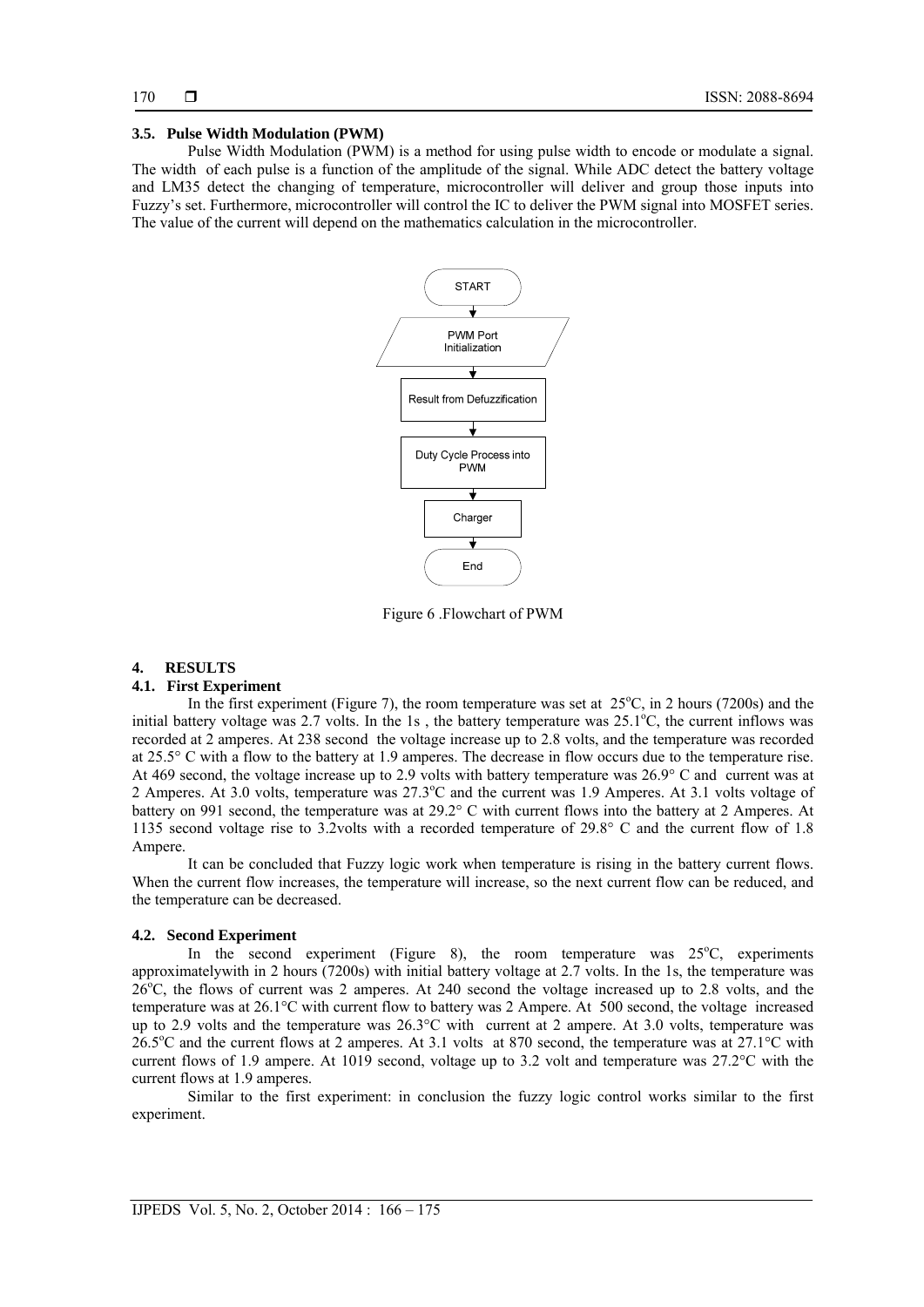### 3.5. Pulse Width Modulation (PWM)

Pulse Width Modulation (PWM) is a method for using pulse width to encode or modulate a signal. The width of each pulse is a function of the amplitude of the signal. While ADC detect the battery voltage and LM35 detect the changing of temperature, microcontroller will deliver and group those inputs into Fuzzy's set. Furthermore, microcontroller will control the IC to deliver the PWM signal into MOSFET series. The value of the current will depend on the mathematics calculation in the microcontroller.

START

PWM Port Initialization

Result from Defuzzification

Duty Cycle Process into PWM

Charger

End

Figure 6 .Flowchart of PWM

## 4. RESULTS

### 4.1. First Experiment

In the first experiment (Figure 7), the room temperature was set at 25°C, in 2 hours (7200s) and the initial battery voltage was 2.7 volts. In the 1s , the battery temperature was 25.1°C, the current inflows was recorded at 2 amperes. At 238 second the voltage increase up to 2.8 volts, and the temperature was recorded at 25.5° C with a flow to the battery at 1.9 amperes. The decrease in flow occurs due to the temperature rise. At 469 second, the voltage increase up to 2.9 volts with battery temperature was 26.9° C and current was at 2 Amperes. At 3.0 volts, temperature was 27.3°C and the current was 1.9 Amperes. At 3.1 volts voltage of battery on 991 second, the temperature was at 29.2° C with current flows into the battery at 2 Amperes. At 1135 second voltage rise to 3.2volts with a recorded temperature of 29.8° C and the current flow of 1.8 Ampere.

It can be concluded that Fuzzy logic work when temperature is rising in the battery current flows. When the current flow increases, the temperature will increase, so the next current flow can be reduced, and the temperature can be decreased.

### 4.2. Second Experiment

In the second experiment (Figure 8), the room temperature was 25°C, experiments approximatelywith in 2 hours (7200s) with initial battery voltage at 2.7 volts. In the 1s, the temperature was 26°C, the flows of current was 2 amperes. At 240 second the voltage increased up to 2.8 volts, and the temperature was at 26.1°C with current flow to battery was 2 Ampere. At 500 second, the voltage increased up to 2.9 volts and the temperature was 26.3°C with current at 2 ampere. At 3.0 volts, temperature was 26.5°C and the current flows at 2 amperes. At 3.1 volts at 870 second, the temperature was at 27.1°C with current flows of 1.9 ampere. At 1019 second, voltage up to 3.2 volt and temperature was 27.2°C with the current flows at 1.9 amperes.

Similar to the first experiment: in conclusion the fuzzy logic control works similar to the first experiment.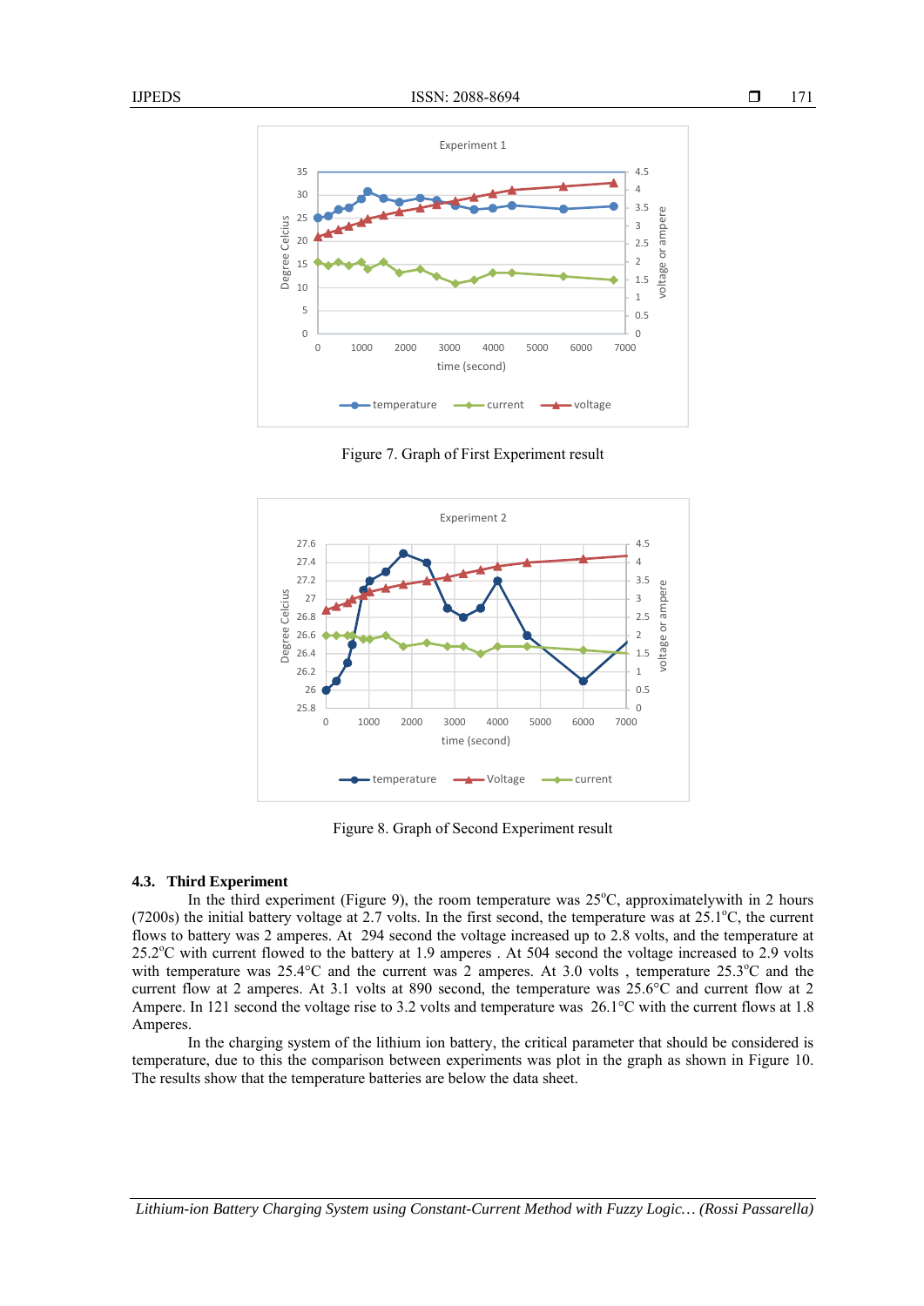Figure 7. Graph of First Experiment result

Figure 8. Graph of Second Experiment result

### 4.3. Third Experiment

In the third experiment (Figure 9), the room temperature was 25°C, approximatelywith in 2 hours (7200s) the initial battery voltage at 2.7 volts. In the first second, the temperature was at 25.1°C, the current flows to battery was 2 amperes. At 294 second the voltage increased up to 2.8 volts, and the temperature at 25.2°C with current flowed to the battery at 1.9 amperes . At 504 second the voltage increased to 2.9 volts with temperature was 25.4°C and the current was 2 amperes. At 3.0 volts , temperature 25.3°C and the current flow at 2 amperes. At 3.1 volts at 890 second, the temperature was 25.6°C and current flow at 2 Ampere. In 121 second the voltage rise to 3.2 volts and temperature was 26.1°C with the current flows at 1.8 Amperes.

In the charging system of the lithium ion battery, the critical parameter that should be considered is temperature, due to this the comparison between experiments was plot in the graph as shown in Figure 10. The results show that the temperature batteries are below the data sheet.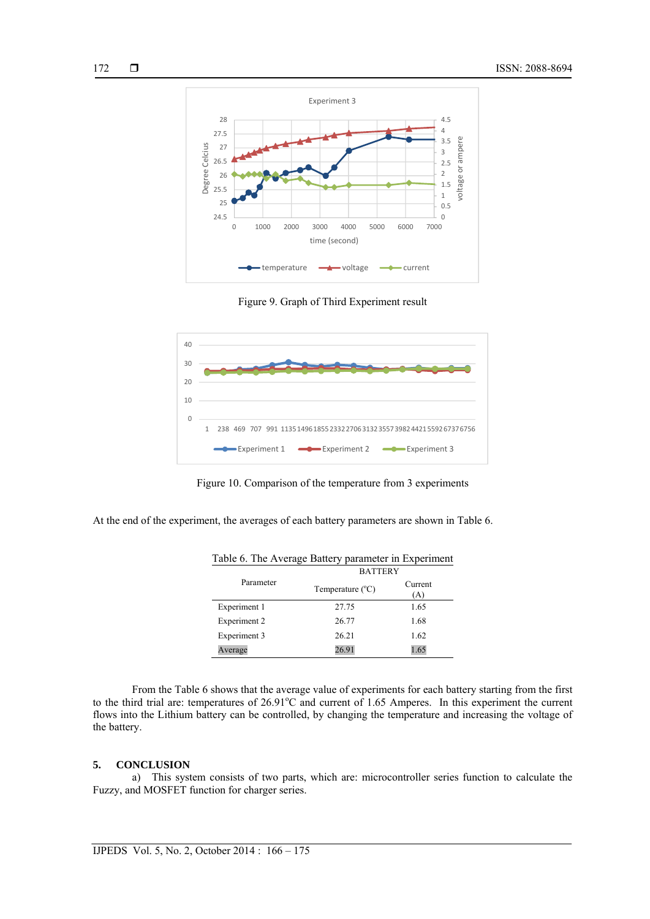Figure 9. Graph of Third Experiment result

Figure 10. Comparison of the temperature from 3 experiments

At the end of the experiment, the averages of each battery parameters are shown in Table 6.

Table 6. The Average Battery parameter in Experiment

| Parameter | BATTERY | |
|---|---|---|
| | Temperature (°C) | Current (A) |
| Experiment 1 | 27.75 | 1.65 |
| Experiment 2 | 26.77 | 1.68 |
| Experiment 3 | 26.21 | 1.62 |
| Average | 26.91 | 1.65 |

From the Table 6 shows that the average value of experiments for each battery starting from the first to the third trial are: temperatures of 26.91°C and current of 1.65 Amperes. In this experiment the current flows into the Lithium battery can be controlled, by changing the temperature and increasing the voltage of the battery.

## 5. CONCLUSION

a) This system consists of two parts, which are: microcontroller series function to calculate the Fuzzy, and MOSFET function for charger series.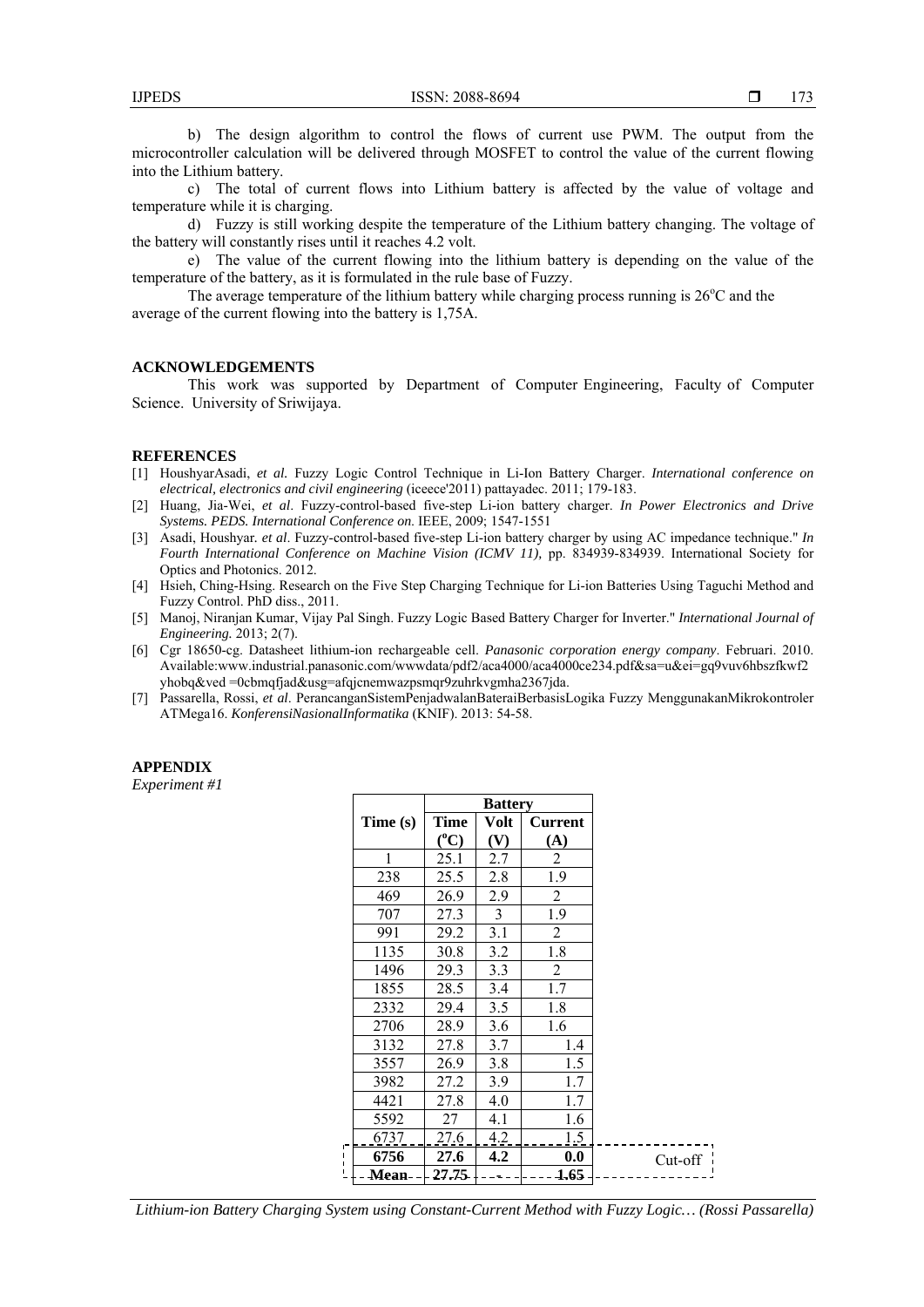b) The design algorithm to control the flows of current use PWM. The output from the microcontroller calculation will be delivered through MOSFET to control the value of the current flowing into the Lithium battery.

c) The total of current flows into Lithium battery is affected by the value of voltage and temperature while it is charging.

d) Fuzzy is still working despite the temperature of the Lithium battery changing. The voltage of the battery will constantly rises until it reaches 4.2 volt.

e) The value of the current flowing into the lithium battery is depending on the value of the temperature of the battery, as it is formulated in the rule base of Fuzzy.

The average temperature of the lithium battery while charging process running is 26°C and the average of the current flowing into the battery is 1,75A.

## ACKNOWLEDGEMENTS

This work was supported by Department of Computer Engineering, Faculty of Computer Science. University of Sriwijaya.

## REFERENCES

[1] HoushyarAsadi, *et al.* Fuzzy Logic Control Technique in Li-Ion Battery Charger. *International conference on electrical, electronics and civil engineering* (iceece'2011) pattayadec. 2011; 179-183.

[2] Huang, Jia-Wei, *et al*. Fuzzy-control-based five-step Li-ion battery charger. *In Power Electronics and Drive Systems. PEDS. International Conference on*. IEEE, 2009; 1547-1551

[3] Asadi, Houshyar. *et al*. Fuzzy-control-based five-step Li-ion battery charger by using AC impedance technique." *In Fourth International Conference on Machine Vision (ICMV 11)*, pp. 834939-834939. International Society for Optics and Photonics. 2012.

[4] Hsieh, Ching-Hsing. Research on the Five Step Charging Technique for Li-ion Batteries Using Taguchi Method and Fuzzy Control. PhD diss., 2011.

[5] Manoj, Niranjan Kumar, Vijay Pal Singh. Fuzzy Logic Based Battery Charger for Inverter." *International Journal of Engineering.* 2013; 2(7).

[6] Cgr 18650-cg. Datasheet lithium-ion rechargeable cell. *Panasonic corporation energy company*. Februari. 2010. Available:www.industrial.panasonic.com/wwwdata/pdf2/aca4000/aca4000ce234.pdf&sa=u&ei=gq9vuv6hbszfkwf2yhobq&ved =0cbmqfjad&usg=afqjcnemwazpsmqr9zuhrkvgmha2367jda.

[7] Passarella, Rossi, *et al*. PerancanganSistemPenjadwalanBateraiBerbasisLogika Fuzzy MenggunakanMikrokontroler ATMega16. *KonferensiNasionalInformatika* (KNIF). 2013: 54-58.

## APPENDIX

*Experiment #1*

| Time (s) | Battery | | | |
|---|---|---|---|---|
| | Time (°C) | Volt (V) | Current (A) | |
| 1 | 25.1 | 2.7 | 2 | |
| 238 | 25.5 | 2.8 | 1.9 | |
| 469 | 26.9 | 2.9 | 2 | |
| 707 | 27.3 | 3 | 1.9 | |
| 991 | 29.2 | 3.1 | 2 | |
| 1135 | 30.8 | 3.2 | 1.8 | |
| 1496 | 29.3 | 3.3 | 2 | |
| 1855 | 28.5 | 3.4 | 1.7 | |
| 2332 | 29.4 | 3.5 | 1.8 | |
| 2706 | 28.9 | 3.6 | 1.6 | |
| 3132 | 27.8 | 3.7 | 1.4 | |
| 3557 | 26.9 | 3.8 | 1.5 | |
| 3982 | 27.2 | 3.9 | 1.7 | |
| 4421 | 27.8 | 4.0 | 1.7 | |
| 5592 | 27 | 4.1 | 1.6 | |
| 6737 | 27.6 | 4.2 | 1.5 | |
| **6756** | **27.6** | **4.2** | **0.0** | Cut-off |
| **Mean** | **27.75** | **-** | **1.65** | |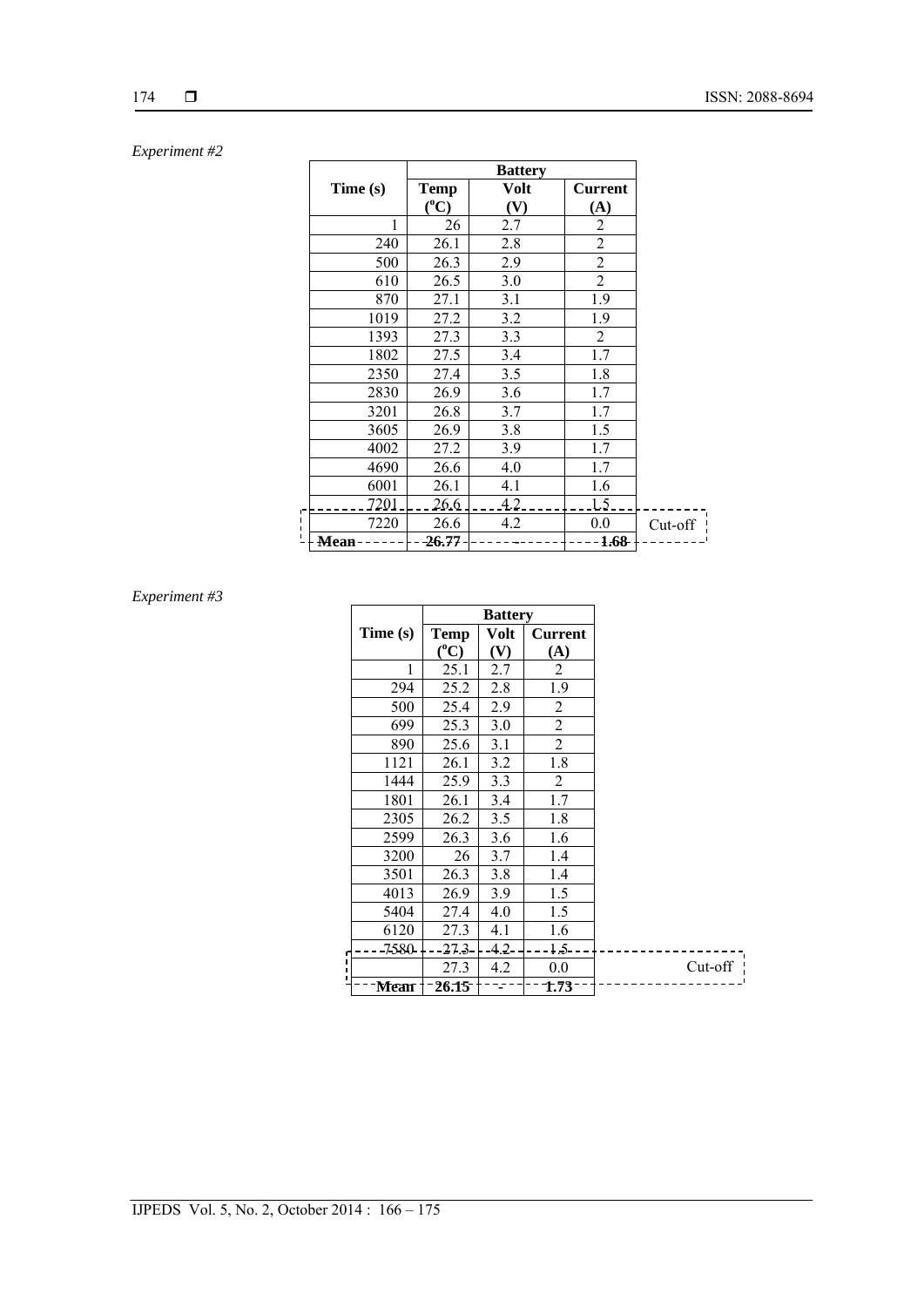*Experiment #2*

| Time (s) | Battery | | | |
|---|---|---|---|---|
| | Temp (°C) | Volt (V) | Current (A) | |
| 1 | 26 | 2.7 | 2 | |
| 240 | 26.1 | 2.8 | 2 | |
| 500 | 26.3 | 2.9 | 2 | |
| 610 | 26.5 | 3.0 | 2 | |
| 870 | 27.1 | 3.1 | 1.9 | |
| 1019 | 27.2 | 3.2 | 1.9 | |
| 1393 | 27.3 | 3.3 | 2 | |
| 1802 | 27.5 | 3.4 | 1.7 | |
| 2350 | 27.4 | 3.5 | 1.8 | |
| 2830 | 26.9 | 3.6 | 1.7 | |
| 3201 | 26.8 | 3.7 | 1.7 | |
| 3605 | 26.9 | 3.8 | 1.5 | |
| 4002 | 27.2 | 3.9 | 1.7 | |
| 4690 | 26.6 | 4.0 | 1.7 | |
| 6001 | 26.1 | 4.1 | 1.6 | |
| 7201 | 26.6 | 4.2 | 1.5 | |
| 7220 | 26.6 | 4.2 | 0.0 | Cut-off |
| **Mean** | **26.77** | - | **1.68** | |

*Experiment #3*

| Time (s) | Battery | | | |
|---|---|---|---|---|
| | Temp (°C) | Volt (V) | Current (A) | |
| 1 | 25.1 | 2.7 | 2 | |
| 294 | 25.2 | 2.8 | 1.9 | |
| 500 | 25.4 | 2.9 | 2 | |
| 699 | 25.3 | 3.0 | 2 | |
| 890 | 25.6 | 3.1 | 2 | |
| 1121 | 26.1 | 3.2 | 1.8 | |
| 1444 | 25.9 | 3.3 | 2 | |
| 1801 | 26.1 | 3.4 | 1.7 | |
| 2305 | 26.2 | 3.5 | 1.8 | |
| 2599 | 26.3 | 3.6 | 1.6 | |
| 3200 | 26 | 3.7 | 1.4 | |
| 3501 | 26.3 | 3.8 | 1.4 | |
| 4013 | 26.9 | 3.9 | 1.5 | |
| 5404 | 27.4 | 4.0 | 1.5 | |
| 6120 | 27.3 | 4.1 | 1.6 | |
| 7580 | 27.3 | 4.2 | 1.5 | |
| | 27.3 | 4.2 | 0.0 | Cut-off |
| **Mean** | **26.15** | - | **1.73** | |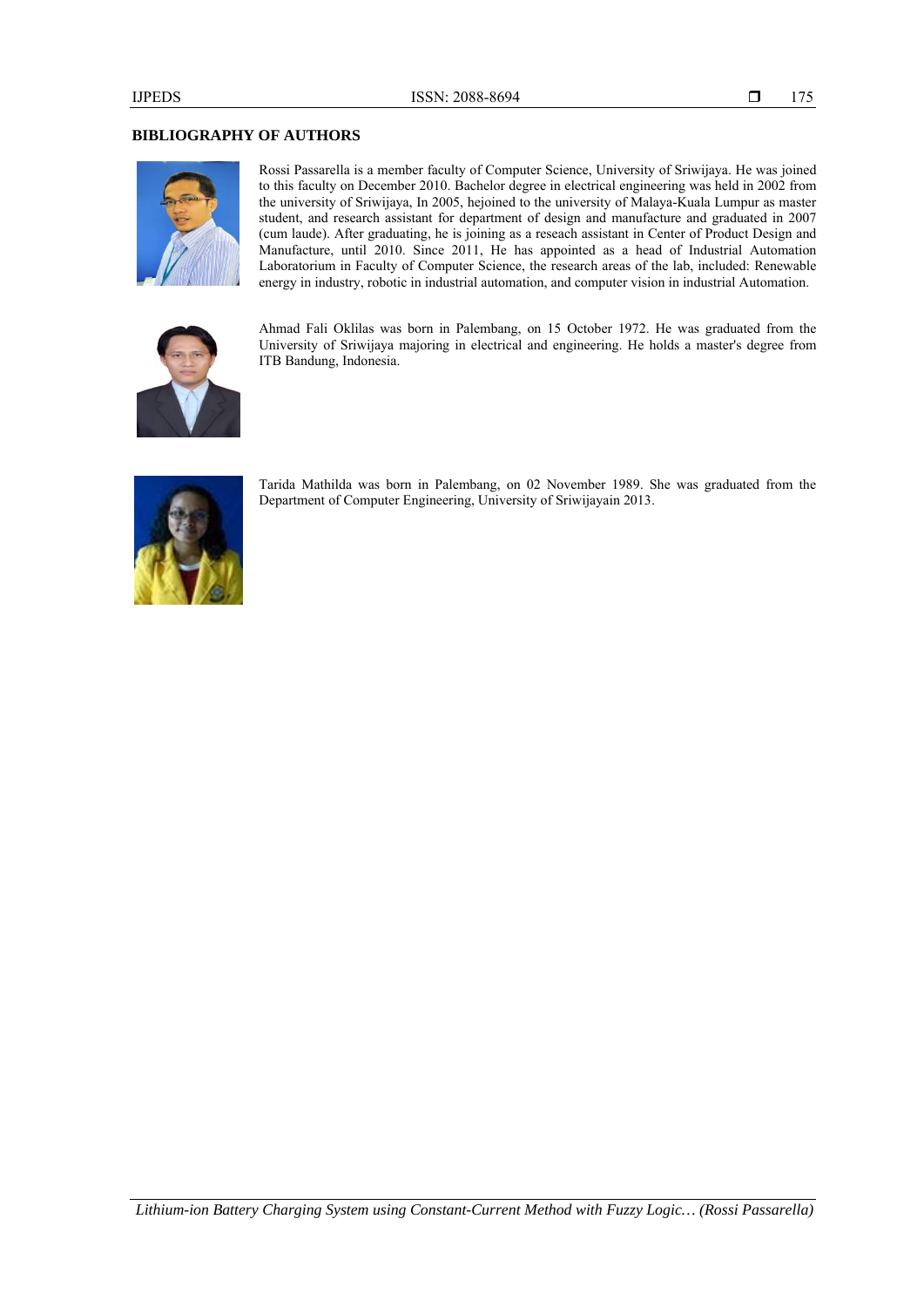## BIBLIOGRAPHY OF AUTHORS

Rossi Passarella is a member faculty of Computer Science, University of Sriwijaya. He was joined to this faculty on December 2010. Bachelor degree in electrical engineering was held in 2002 from the university of Sriwijaya, In 2005, hejoined to the university of Malaya-Kuala Lumpur as master student, and research assistant for department of design and manufacture and graduated in 2007 (cum laude). After graduating, he is joining as a reseach assistant in Center of Product Design and Manufacture, until 2010. Since 2011, He has appointed as a head of Industrial Automation Laboratorium in Faculty of Computer Science, the research areas of the lab, included: Renewable energy in industry, robotic in industrial automation, and computer vision in industrial Automation.

Ahmad Fali Oklilas was born in Palembang, on 15 October 1972. He was graduated from the University of Sriwijaya majoring in electrical and engineering. He holds a master's degree from ITB Bandung, Indonesia.

Tarida Mathilda was born in Palembang, on 02 November 1989. She was graduated from the Department of Computer Engineering, University of Sriwijayain 2013.